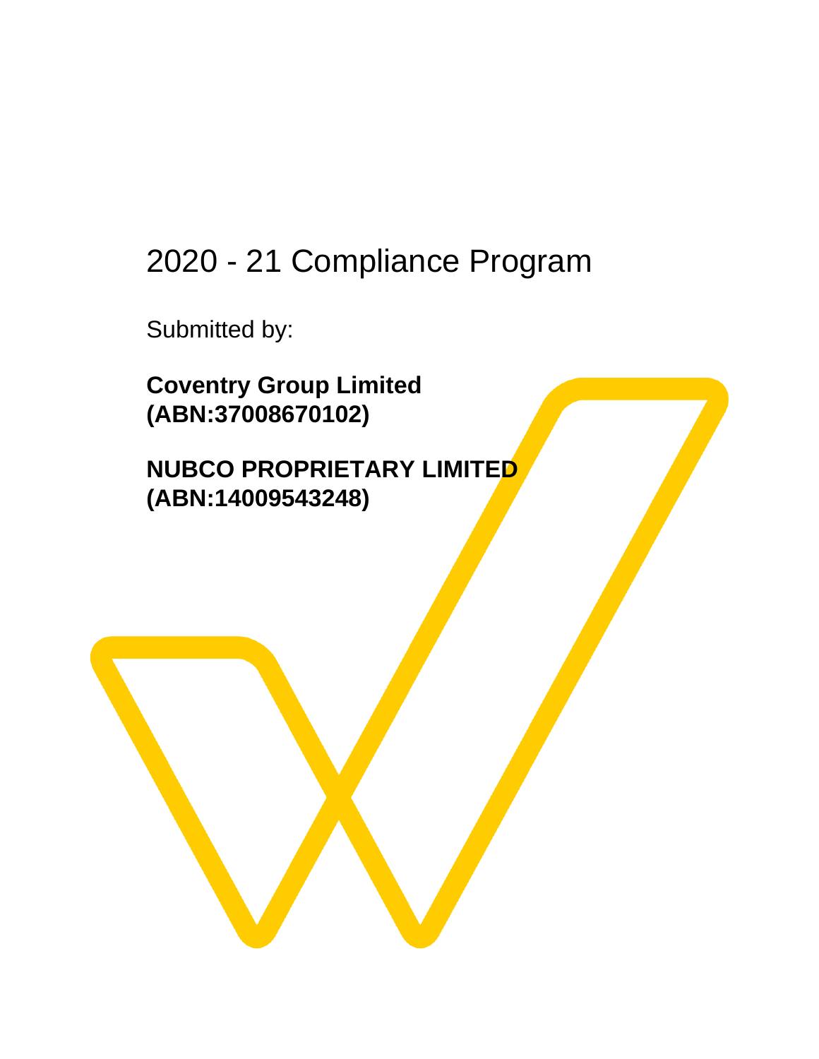# 2020 - 21 Compliance Program

Submitted by:

**Coventry Group Limited**
**(ABN:37008670102)**

**NUBCO PROPRIETARY LIMITED**
**(ABN:14009543248)**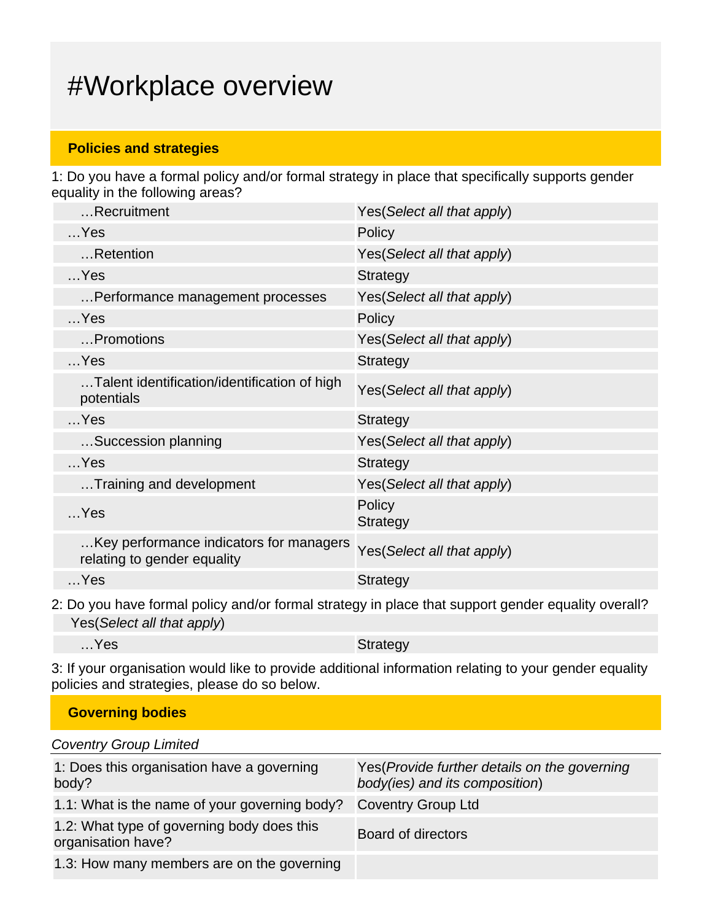# #Workplace overview

## Policies and strategies

1: Do you have a formal policy and/or formal strategy in place that specifically supports gender equality in the following areas?

| | |
|---|---|
| …Recruitment | Yes(*Select all that apply*) |
| …Yes | Policy |
| …Retention | Yes(*Select all that apply*) |
| …Yes | Strategy |
| …Performance management processes | Yes(*Select all that apply*) |
| …Yes | Policy |
| …Promotions | Yes(*Select all that apply*) |
| …Yes | Strategy |
| …Talent identification/identification of high potentials | Yes(*Select all that apply*) |
| …Yes | Strategy |
| …Succession planning | Yes(*Select all that apply*) |
| …Yes | Strategy |
| …Training and development | Yes(*Select all that apply*) |
| …Yes | Policy<br>Strategy |
| …Key performance indicators for managers relating to gender equality | Yes(*Select all that apply*) |
| …Yes | Strategy |

2: Do you have formal policy and/or formal strategy in place that support gender equality overall?

| | |
|---|---|
| Yes(*Select all that apply*) | |
| …Yes | Strategy |

3: If your organisation would like to provide additional information relating to your gender equality policies and strategies, please do so below.

## Governing bodies

*Coventry Group Limited*

| | |
|---|---|
| 1: Does this organisation have a governing body? | Yes(*Provide further details on the governing body(ies) and its composition*) |
| 1.1: What is the name of your governing body? | Coventry Group Ltd |
| 1.2: What type of governing body does this organisation have? | Board of directors |
| 1.3: How many members are on the governing | |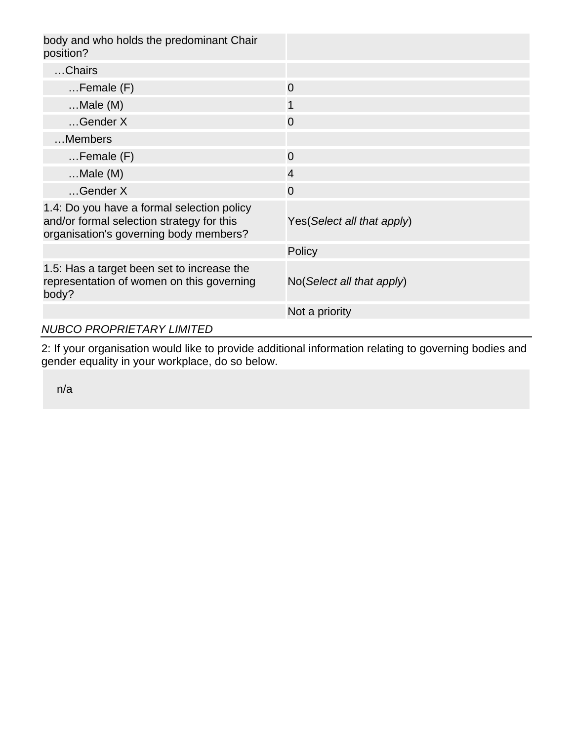| | |
|---|---|
| body and who holds the predominant Chair position? | |
| …Chairs | |
| …Female (F) | 0 |
| …Male (M) | 1 |
| …Gender X | 0 |
| …Members | |
| …Female (F) | 0 |
| …Male (M) | 4 |
| …Gender X | 0 |
| 1.4: Do you have a formal selection policy and/or formal selection strategy for this organisation's governing body members? | Yes(*Select all that apply*) |
| | Policy |
| 1.5: Has a target been set to increase the representation of women on this governing body? | No(*Select all that apply*) |
| | Not a priority |

*NUBCO PROPRIETARY LIMITED*

2: If your organisation would like to provide additional information relating to governing bodies and gender equality in your workplace, do so below.

n/a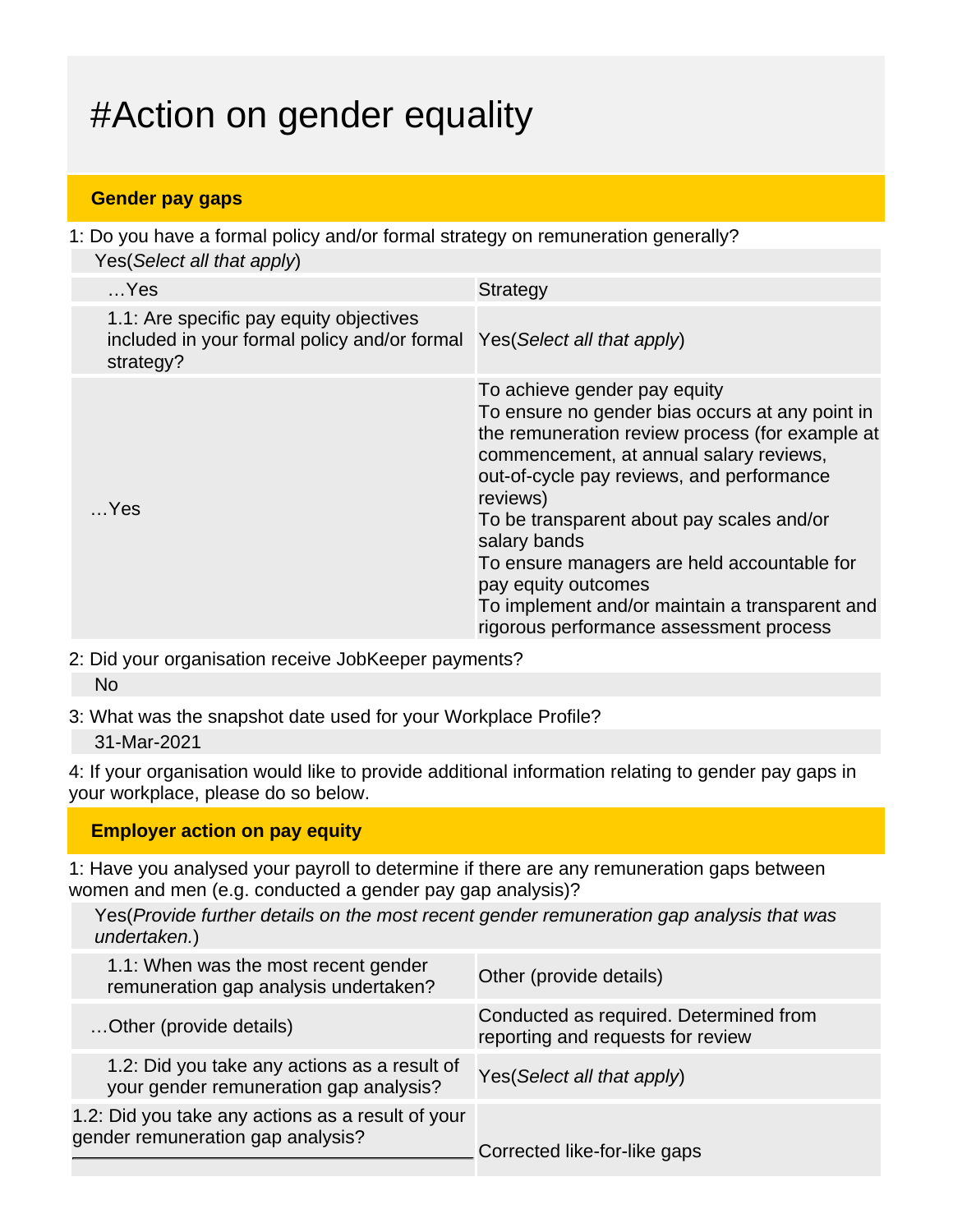# #Action on gender equality

## Gender pay gaps

1: Do you have a formal policy and/or formal strategy on remuneration generally?

Yes(*Select all that apply*)

| | |
|---|---|
| …Yes | Strategy |
| 1.1: Are specific pay equity objectives included in your formal policy and/or formal strategy? | Yes(*Select all that apply*) |
| …Yes | To achieve gender pay equity<br>To ensure no gender bias occurs at any point in the remuneration review process (for example at commencement, at annual salary reviews, out-of-cycle pay reviews, and performance reviews)<br>To be transparent about pay scales and/or salary bands<br>To ensure managers are held accountable for pay equity outcomes<br>To implement and/or maintain a transparent and rigorous performance assessment process |

2: Did your organisation receive JobKeeper payments?

No

3: What was the snapshot date used for your Workplace Profile?

31-Mar-2021

4: If your organisation would like to provide additional information relating to gender pay gaps in your workplace, please do so below.

## Employer action on pay equity

1: Have you analysed your payroll to determine if there are any remuneration gaps between women and men (e.g. conducted a gender pay gap analysis)?

Yes(*Provide further details on the most recent gender remuneration gap analysis that was undertaken.*)

| | |
|---|---|
| 1.1: When was the most recent gender remuneration gap analysis undertaken? | Other (provide details) |
| …Other (provide details) | Conducted as required. Determined from reporting and requests for review |
| 1.2: Did you take any actions as a result of your gender remuneration gap analysis? | Yes(*Select all that apply*) |
| 1.2: Did you take any actions as a result of your gender remuneration gap analysis? | Corrected like-for-like gaps |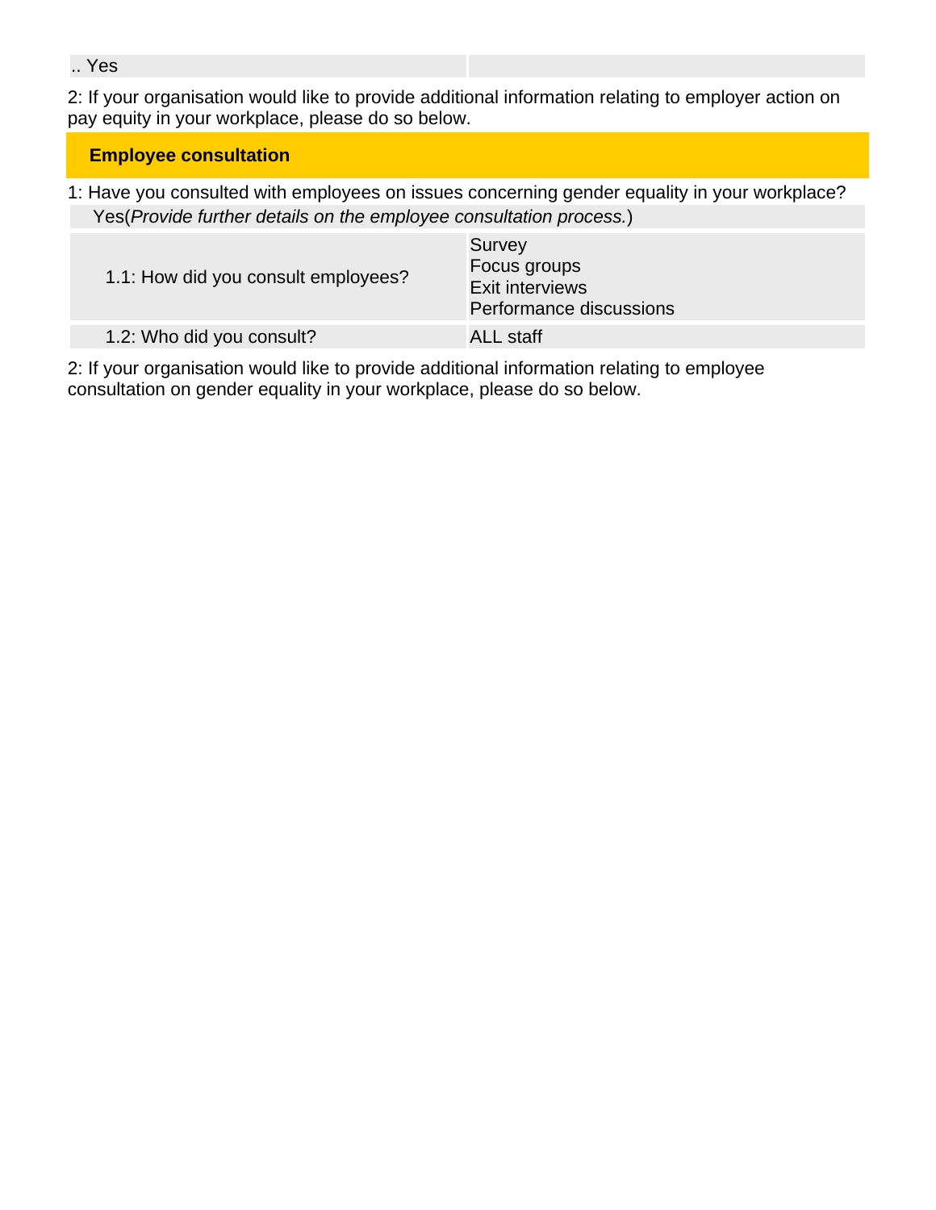| .. Yes | |
|---|---|

2: If your organisation would like to provide additional information relating to employer action on pay equity in your workplace, please do so below.

## Employee consultation

1: Have you consulted with employees on issues concerning gender equality in your workplace?

Yes(*Provide further details on the employee consultation process.*)

| | |
|---|---|
| 1.1: How did you consult employees? | Survey<br>Focus groups<br>Exit interviews<br>Performance discussions |
| 1.2: Who did you consult? | ALL staff |

2: If your organisation would like to provide additional information relating to employee consultation on gender equality in your workplace, please do so below.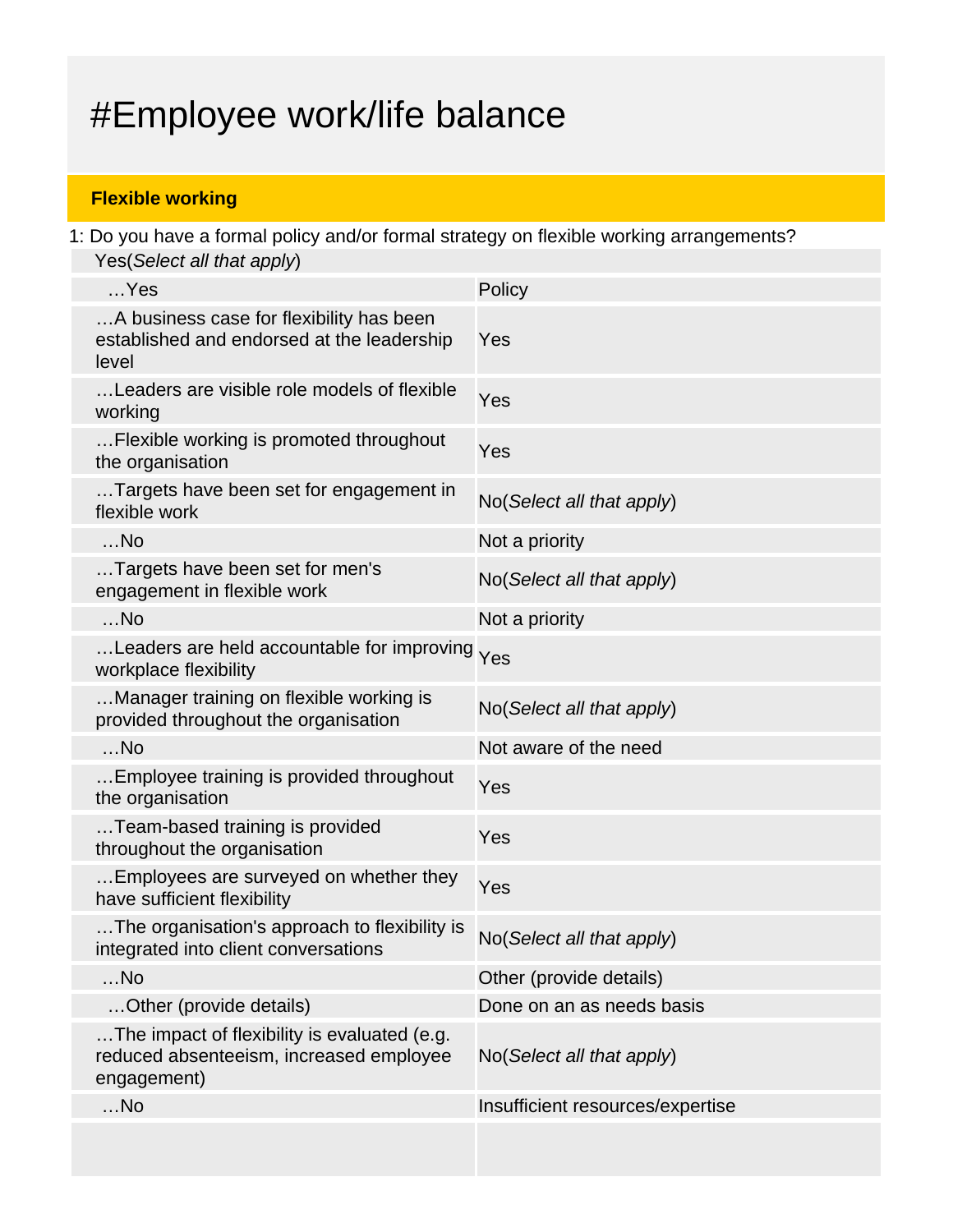# #Employee work/life balance

**Flexible working**

1: Do you have a formal policy and/or formal strategy on flexible working arrangements?

Yes(*Select all that apply*)

| | |
|---|---|
| …Yes | Policy |
| …A business case for flexibility has been established and endorsed at the leadership level | Yes |
| …Leaders are visible role models of flexible working | Yes |
| …Flexible working is promoted throughout the organisation | Yes |
| …Targets have been set for engagement in flexible work | No(*Select all that apply*) |
| …No | Not a priority |
| …Targets have been set for men's engagement in flexible work | No(*Select all that apply*) |
| …No | Not a priority |
| …Leaders are held accountable for improving workplace flexibility | Yes |
| …Manager training on flexible working is provided throughout the organisation | No(*Select all that apply*) |
| …No | Not aware of the need |
| …Employee training is provided throughout the organisation | Yes |
| …Team-based training is provided throughout the organisation | Yes |
| …Employees are surveyed on whether they have sufficient flexibility | Yes |
| …The organisation's approach to flexibility is integrated into client conversations | No(*Select all that apply*) |
| …No | Other (provide details) |
| …Other (provide details) | Done on an as needs basis |
| …The impact of flexibility is evaluated (e.g. reduced absenteeism, increased employee engagement) | No(*Select all that apply*) |
| …No | Insufficient resources/expertise |
| | |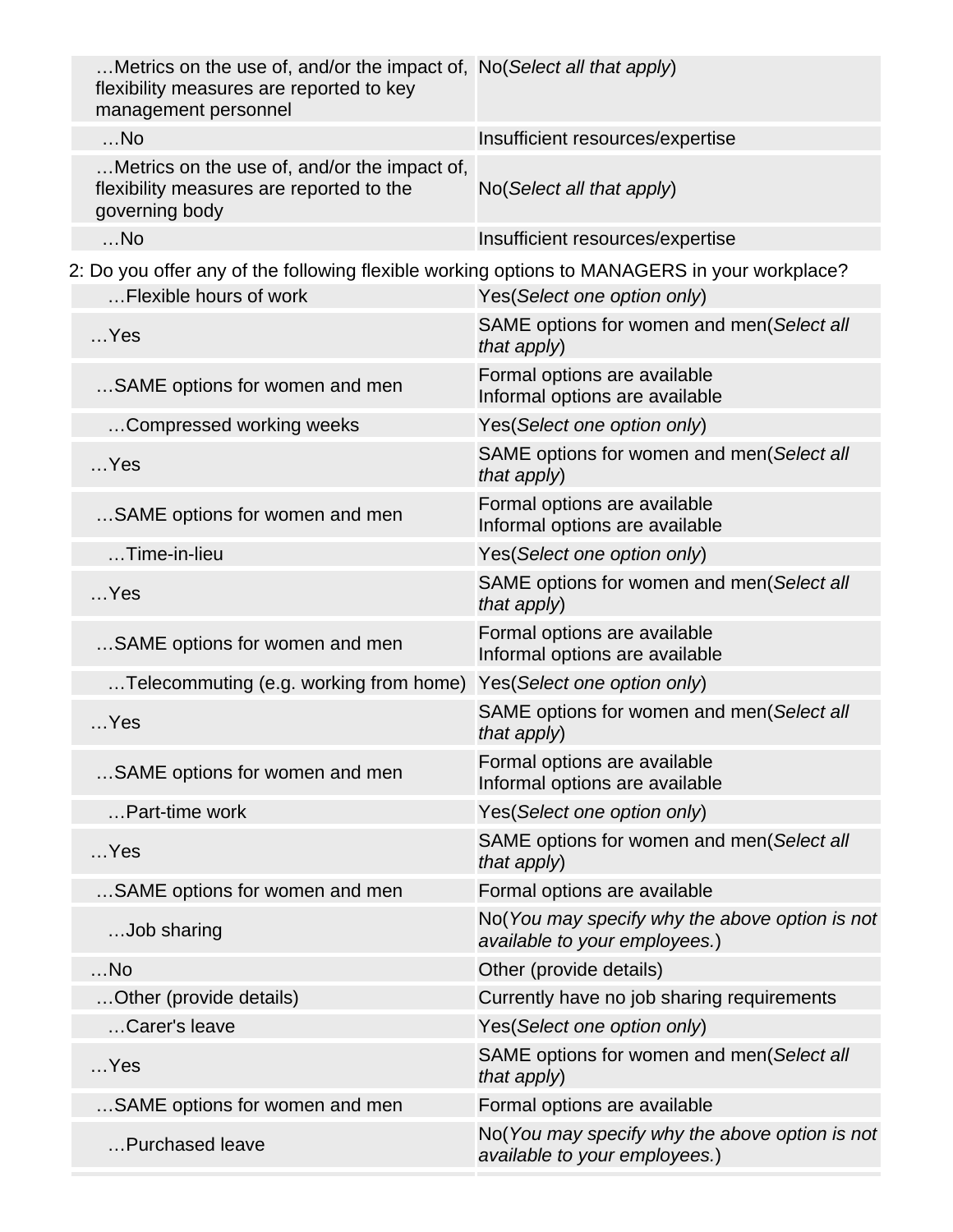| | |
|---|---|
| …Metrics on the use of, and/or the impact of, flexibility measures are reported to key management personnel | No(*Select all that apply*) |
| …No | Insufficient resources/expertise |
| …Metrics on the use of, and/or the impact of, flexibility measures are reported to the governing body | No(*Select all that apply*) |
| …No | Insufficient resources/expertise |

2: Do you offer any of the following flexible working options to MANAGERS in your workplace?

| | |
|---|---|
| …Flexible hours of work | Yes(*Select one option only*) |
| …Yes | SAME options for women and men(*Select all that apply*) |
| …SAME options for women and men | Formal options are available<br>Informal options are available |
| …Compressed working weeks | Yes(*Select one option only*) |
| …Yes | SAME options for women and men(*Select all that apply*) |
| …SAME options for women and men | Formal options are available<br>Informal options are available |
| …Time-in-lieu | Yes(*Select one option only*) |
| …Yes | SAME options for women and men(*Select all that apply*) |
| …SAME options for women and men | Formal options are available<br>Informal options are available |
| …Telecommuting (e.g. working from home) | Yes(*Select one option only*) |
| …Yes | SAME options for women and men(*Select all that apply*) |
| …SAME options for women and men | Formal options are available<br>Informal options are available |
| …Part-time work | Yes(*Select one option only*) |
| …Yes | SAME options for women and men(*Select all that apply*) |
| …SAME options for women and men | Formal options are available |
| …Job sharing | No(*You may specify why the above option is not available to your employees.*) |
| …No | Other (provide details) |
| …Other (provide details) | Currently have no job sharing requirements |
| …Carer's leave | Yes(*Select one option only*) |
| …Yes | SAME options for women and men(*Select all that apply*) |
| …SAME options for women and men | Formal options are available |
| …Purchased leave | No(*You may specify why the above option is not available to your employees.*) |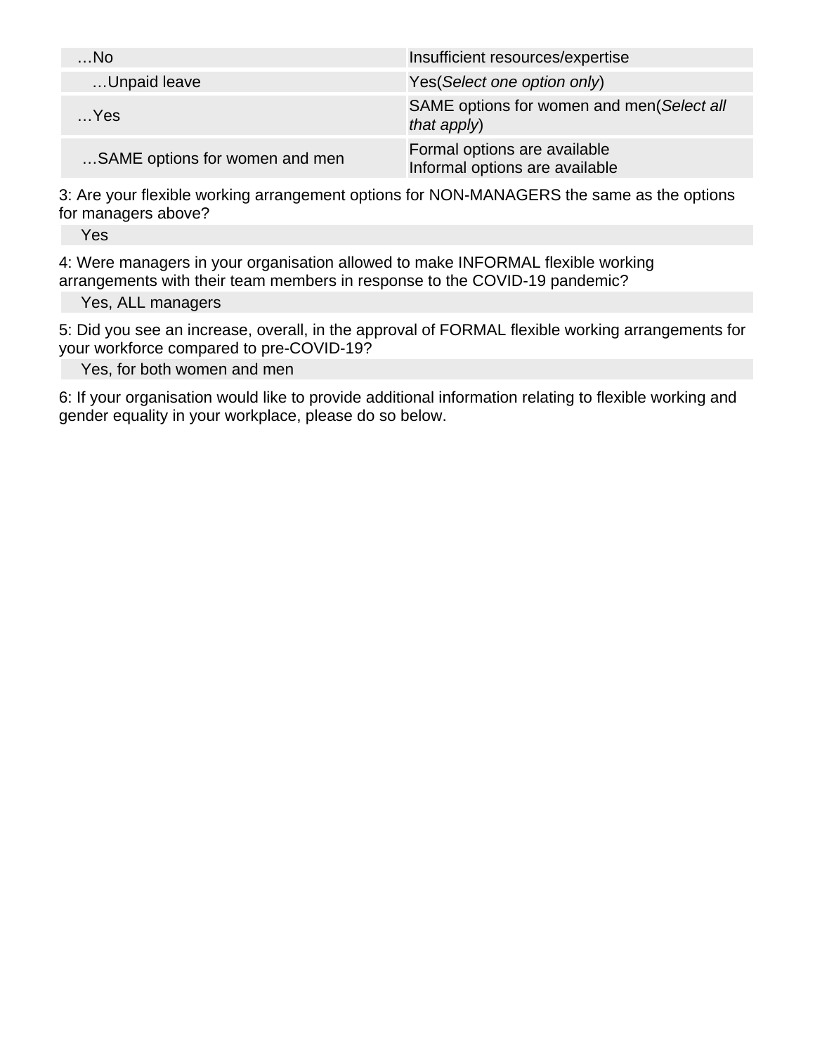| …No | Insufficient resources/expertise |
| --- | --- |
| …Unpaid leave | Yes(*Select one option only*) |
| …Yes | SAME options for women and men(*Select all that apply*) |
| …SAME options for women and men | Formal options are available<br>Informal options are available |

3: Are your flexible working arrangement options for NON-MANAGERS the same as the options for managers above?

Yes

4: Were managers in your organisation allowed to make INFORMAL flexible working arrangements with their team members in response to the COVID-19 pandemic?

Yes, ALL managers

5: Did you see an increase, overall, in the approval of FORMAL flexible working arrangements for your workforce compared to pre-COVID-19?

Yes, for both women and men

6: If your organisation would like to provide additional information relating to flexible working and gender equality in your workplace, please do so below.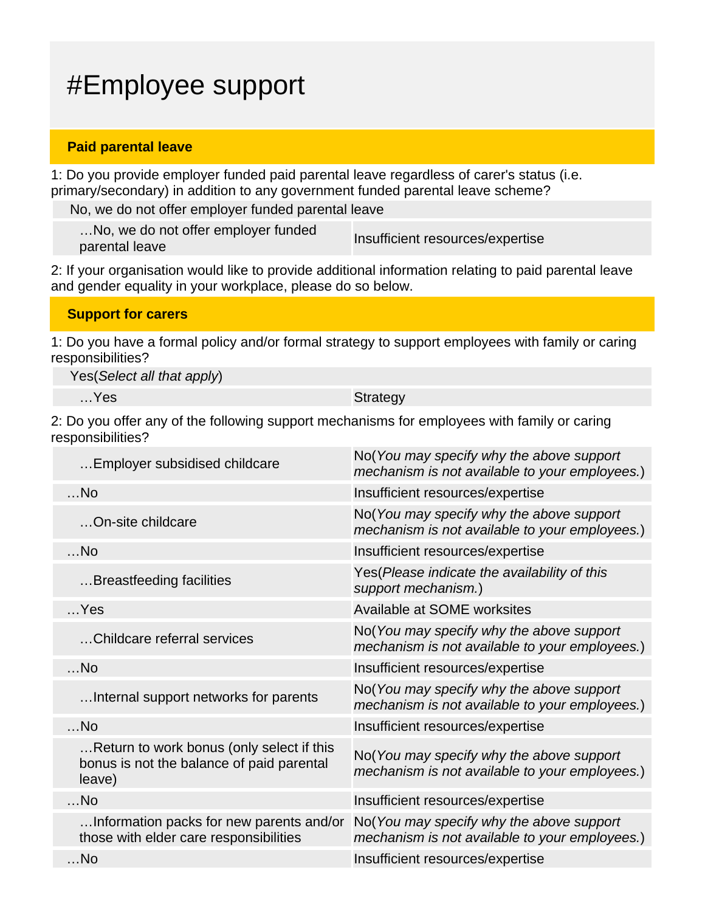# #Employee support

## Paid parental leave

1: Do you provide employer funded paid parental leave regardless of carer's status (i.e. primary/secondary) in addition to any government funded parental leave scheme?

| No, we do not offer employer funded parental leave | |
|---|---|
| …No, we do not offer employer funded parental leave | Insufficient resources/expertise |

2: If your organisation would like to provide additional information relating to paid parental leave and gender equality in your workplace, please do so below.

## Support for carers

1: Do you have a formal policy and/or formal strategy to support employees with family or caring responsibilities?

| Yes(*Select all that apply*) | |
|---|---|
| …Yes | Strategy |

2: Do you offer any of the following support mechanisms for employees with family or caring responsibilities?

| | |
|---|---|
| …Employer subsidised childcare | No(*You may specify why the above support mechanism is not available to your employees.*) |
| …No | Insufficient resources/expertise |
| …On-site childcare | No(*You may specify why the above support mechanism is not available to your employees.*) |
| …No | Insufficient resources/expertise |
| …Breastfeeding facilities | Yes(*Please indicate the availability of this support mechanism.*) |
| …Yes | Available at SOME worksites |
| …Childcare referral services | No(*You may specify why the above support mechanism is not available to your employees.*) |
| …No | Insufficient resources/expertise |
| …Internal support networks for parents | No(*You may specify why the above support mechanism is not available to your employees.*) |
| …No | Insufficient resources/expertise |
| …Return to work bonus (only select if this bonus is not the balance of paid parental leave) | No(*You may specify why the above support mechanism is not available to your employees.*) |
| …No | Insufficient resources/expertise |
| …Information packs for new parents and/or those with elder care responsibilities | No(*You may specify why the above support mechanism is not available to your employees.*) |
| …No | Insufficient resources/expertise |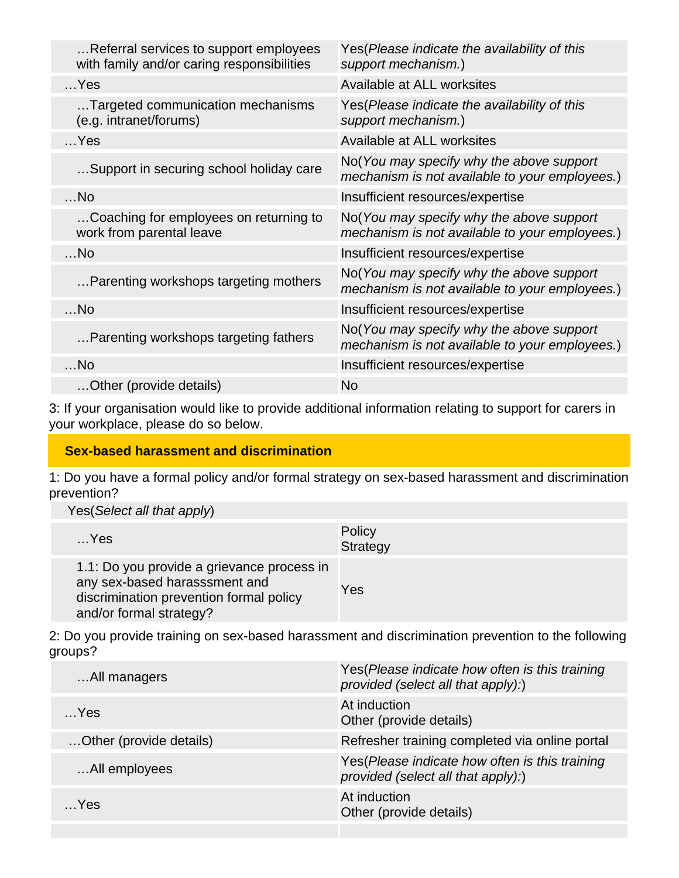| | |
|---|---|
| …Referral services to support employees with family and/or caring responsibilities | Yes(*Please indicate the availability of this support mechanism.*) |
| …Yes | Available at ALL worksites |
| …Targeted communication mechanisms (e.g. intranet/forums) | Yes(*Please indicate the availability of this support mechanism.*) |
| …Yes | Available at ALL worksites |
| …Support in securing school holiday care | No(*You may specify why the above support mechanism is not available to your employees.*) |
| …No | Insufficient resources/expertise |
| …Coaching for employees on returning to work from parental leave | No(*You may specify why the above support mechanism is not available to your employees.*) |
| …No | Insufficient resources/expertise |
| …Parenting workshops targeting mothers | No(*You may specify why the above support mechanism is not available to your employees.*) |
| …No | Insufficient resources/expertise |
| …Parenting workshops targeting fathers | No(*You may specify why the above support mechanism is not available to your employees.*) |
| …No | Insufficient resources/expertise |
| …Other (provide details) | No |

3: If your organisation would like to provide additional information relating to support for carers in your workplace, please do so below.

## Sex-based harassment and discrimination

1: Do you have a formal policy and/or formal strategy on sex-based harassment and discrimination prevention?

Yes(*Select all that apply*)

| | |
|---|---|
| …Yes | Policy<br>Strategy |
| 1.1: Do you provide a grievance process in any sex-based harasssment and discrimination prevention formal policy and/or formal strategy? | Yes |

2: Do you provide training on sex-based harassment and discrimination prevention to the following groups?

| | |
|---|---|
| …All managers | Yes(*Please indicate how often is this training provided (select all that apply):*) |
| …Yes | At induction<br>Other (provide details) |
| …Other (provide details) | Refresher training completed via online portal |
| …All employees | Yes(*Please indicate how often is this training provided (select all that apply):*) |
| …Yes | At induction<br>Other (provide details) |
| | |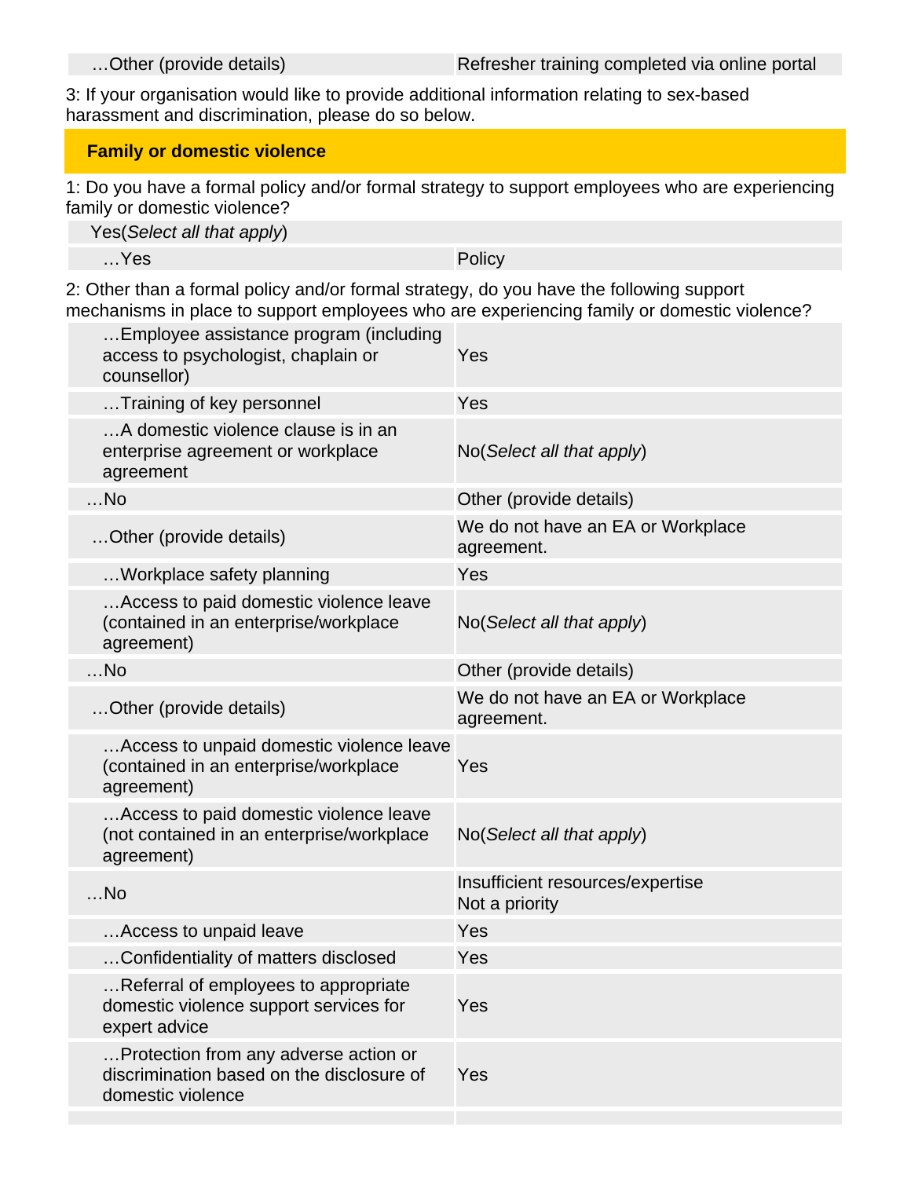| …Other (provide details) | Refresher training completed via online portal |
|---|---|

3: If your organisation would like to provide additional information relating to sex-based harassment and discrimination, please do so below.

## Family or domestic violence

1: Do you have a formal policy and/or formal strategy to support employees who are experiencing family or domestic violence?

| Yes(*Select all that apply*) | |
|---|---|
| …Yes | Policy |

2: Other than a formal policy and/or formal strategy, do you have the following support mechanisms in place to support employees who are experiencing family or domestic violence?

| | |
|---|---|
| …Employee assistance program (including access to psychologist, chaplain or counsellor) | Yes |
| …Training of key personnel | Yes |
| …A domestic violence clause is in an enterprise agreement or workplace agreement | No(*Select all that apply*) |
| …No | Other (provide details) |
| …Other (provide details) | We do not have an EA or Workplace agreement. |
| …Workplace safety planning | Yes |
| …Access to paid domestic violence leave (contained in an enterprise/workplace agreement) | No(*Select all that apply*) |
| …No | Other (provide details) |
| …Other (provide details) | We do not have an EA or Workplace agreement. |
| …Access to unpaid domestic violence leave (contained in an enterprise/workplace agreement) | Yes |
| …Access to paid domestic violence leave (not contained in an enterprise/workplace agreement) | No(*Select all that apply*) |
| …No | Insufficient resources/expertise<br>Not a priority |
| …Access to unpaid leave | Yes |
| …Confidentiality of matters disclosed | Yes |
| …Referral of employees to appropriate domestic violence support services for expert advice | Yes |
| …Protection from any adverse action or discrimination based on the disclosure of domestic violence | Yes |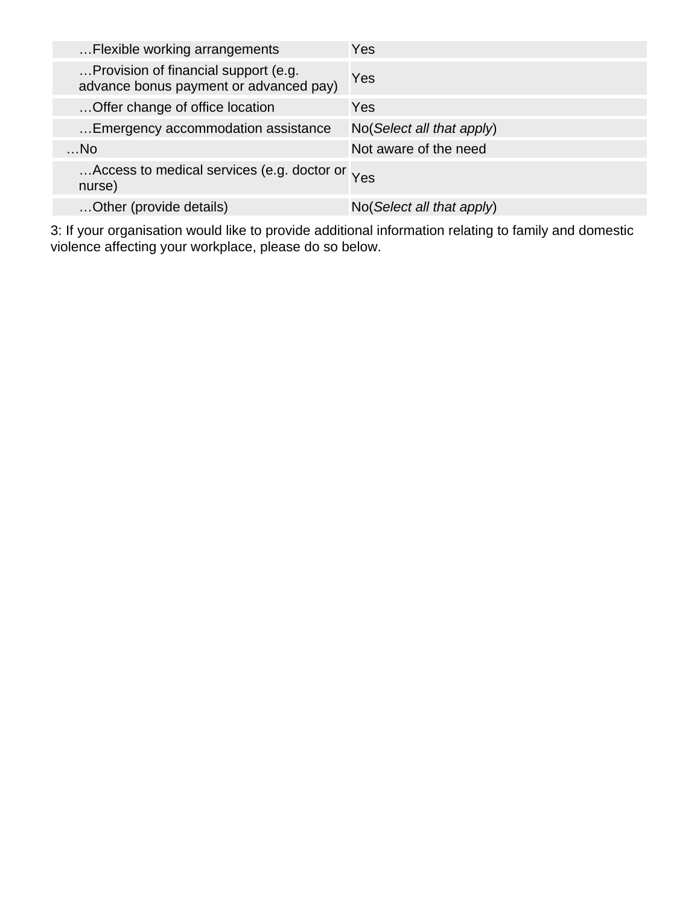| | |
|---|---|
| …Flexible working arrangements | Yes |
| …Provision of financial support (e.g. advance bonus payment or advanced pay) | Yes |
| …Offer change of office location | Yes |
| …Emergency accommodation assistance | No(*Select all that apply*) |
| …No | Not aware of the need |
| …Access to medical services (e.g. doctor or nurse) | Yes |
| …Other (provide details) | No(*Select all that apply*) |

3: If your organisation would like to provide additional information relating to family and domestic violence affecting your workplace, please do so below.